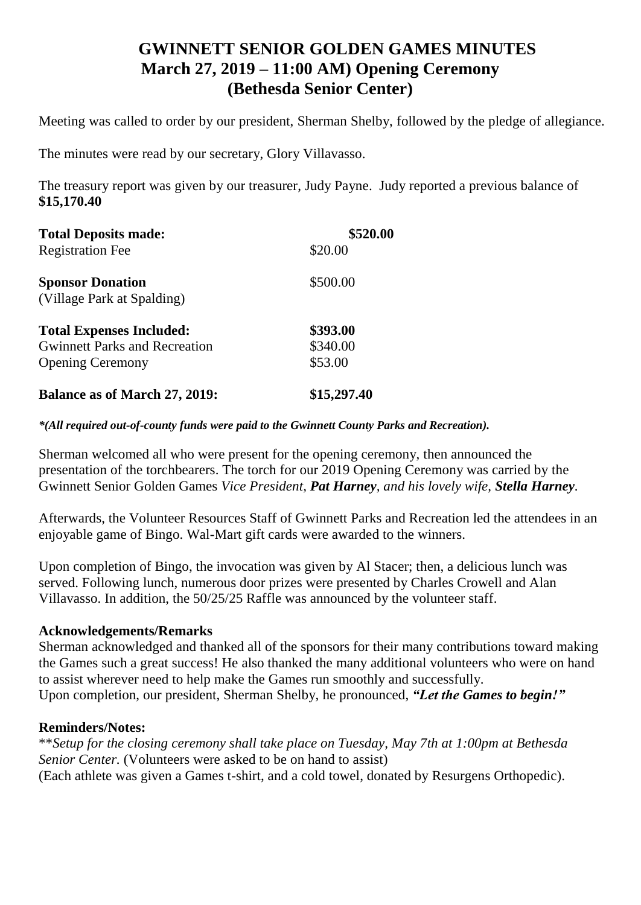# GWINNETT SENIOR GOLDEN GAMES MINUTES
## March 27, 2019 – 11:00 AM) Opening Ceremony
## (Bethesda Senior Center)

Meeting was called to order by our president, Sherman Shelby, followed by the pledge of allegiance.

The minutes were read by our secretary, Glory Villavasso.

The treasury report was given by our treasurer, Judy Payne. Judy reported a previous balance of **$15,170.40**

| | |
|---|---|
| **Total Deposits made:** | **$520.00** |
| Registration Fee | $20.00 |
| **Sponsor Donation** (Village Park at Spalding) | $500.00 |
| **Total Expenses Included:** | **$393.00** |
| Gwinnett Parks and Recreation | $340.00 |
| Opening Ceremony | $53.00 |
| **Balance as of March 27, 2019:** | **$15,297.40** |

***(All required out-of-county funds were paid to the Gwinnett County Parks and Recreation).***

Sherman welcomed all who were present for the opening ceremony, then announced the presentation of the torchbearers. The torch for our 2019 Opening Ceremony was carried by the Gwinnett Senior Golden Games *Vice President, **Pat Harney**, and his lovely wife, **Stella Harney**.*

Afterwards, the Volunteer Resources Staff of Gwinnett Parks and Recreation led the attendees in an enjoyable game of Bingo. Wal-Mart gift cards were awarded to the winners.

Upon completion of Bingo, the invocation was given by Al Stacer; then, a delicious lunch was served. Following lunch, numerous door prizes were presented by Charles Crowell and Alan Villavasso. In addition, the 50/25/25 Raffle was announced by the volunteer staff.

**Acknowledgements/Remarks**

Sherman acknowledged and thanked all of the sponsors for their many contributions toward making the Games such a great success! He also thanked the many additional volunteers who were on hand to assist wherever need to help make the Games run smoothly and successfully.
Upon completion, our president, Sherman Shelby, he pronounced, ***"Let the Games to begin!"***

**Reminders/Notes:**

\*\**Setup for the closing ceremony shall take place on Tuesday, May 7th at 1:00pm at Bethesda Senior Center.* (Volunteers were asked to be on hand to assist)
(Each athlete was given a Games t-shirt, and a cold towel, donated by Resurgens Orthopedic).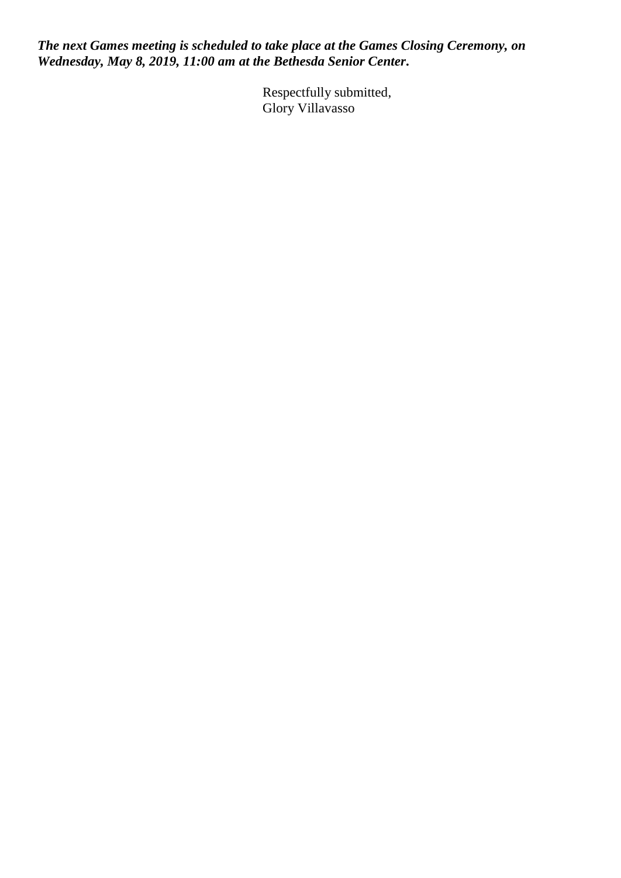***The next Games meeting is scheduled to take place at the Games Closing Ceremony, on Wednesday, May 8, 2019, 11:00 am at the Bethesda Senior Center.***

Respectfully submitted,
Glory Villavasso